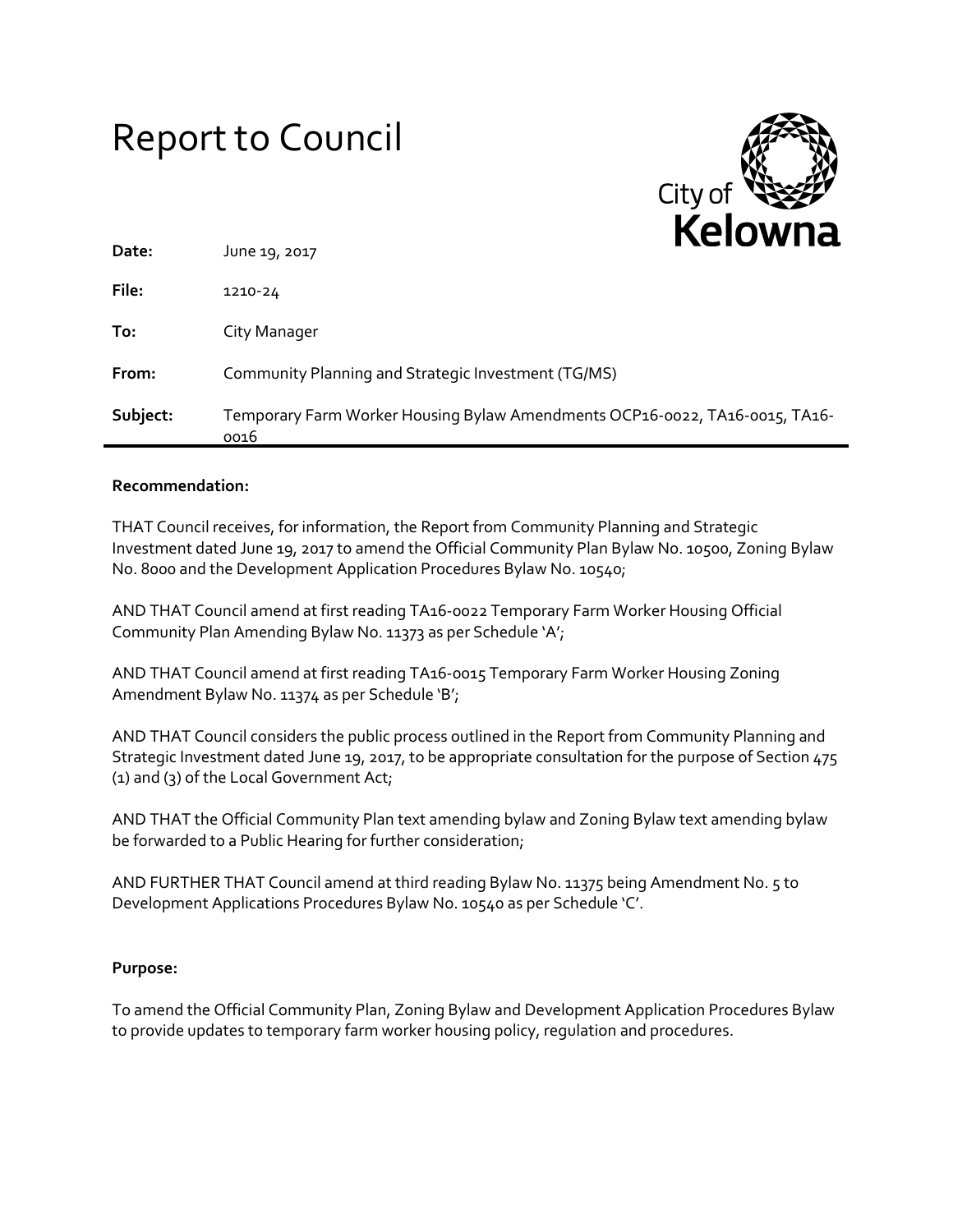# Report to Council

City of Kelowna

| | |
|---|---|
| **Date:** | June 19, 2017 |
| **File:** | 1210-24 |
| **To:** | City Manager |
| **From:** | Community Planning and Strategic Investment (TG/MS) |
| **Subject:** | Temporary Farm Worker Housing Bylaw Amendments OCP16-0022, TA16-0015, TA16-0016 |

**Recommendation:**

THAT Council receives, for information, the Report from Community Planning and Strategic Investment dated June 19, 2017 to amend the Official Community Plan Bylaw No. 10500, Zoning Bylaw No. 8000 and the Development Application Procedures Bylaw No. 10540;

AND THAT Council amend at first reading TA16-0022 Temporary Farm Worker Housing Official Community Plan Amending Bylaw No. 11373 as per Schedule 'A';

AND THAT Council amend at first reading TA16-0015 Temporary Farm Worker Housing Zoning Amendment Bylaw No. 11374 as per Schedule 'B';

AND THAT Council considers the public process outlined in the Report from Community Planning and Strategic Investment dated June 19, 2017, to be appropriate consultation for the purpose of Section 475 (1) and (3) of the Local Government Act;

AND THAT the Official Community Plan text amending bylaw and Zoning Bylaw text amending bylaw be forwarded to a Public Hearing for further consideration;

AND FURTHER THAT Council amend at third reading Bylaw No. 11375 being Amendment No. 5 to Development Applications Procedures Bylaw No. 10540 as per Schedule 'C'.

**Purpose:**

To amend the Official Community Plan, Zoning Bylaw and Development Application Procedures Bylaw to provide updates to temporary farm worker housing policy, regulation and procedures.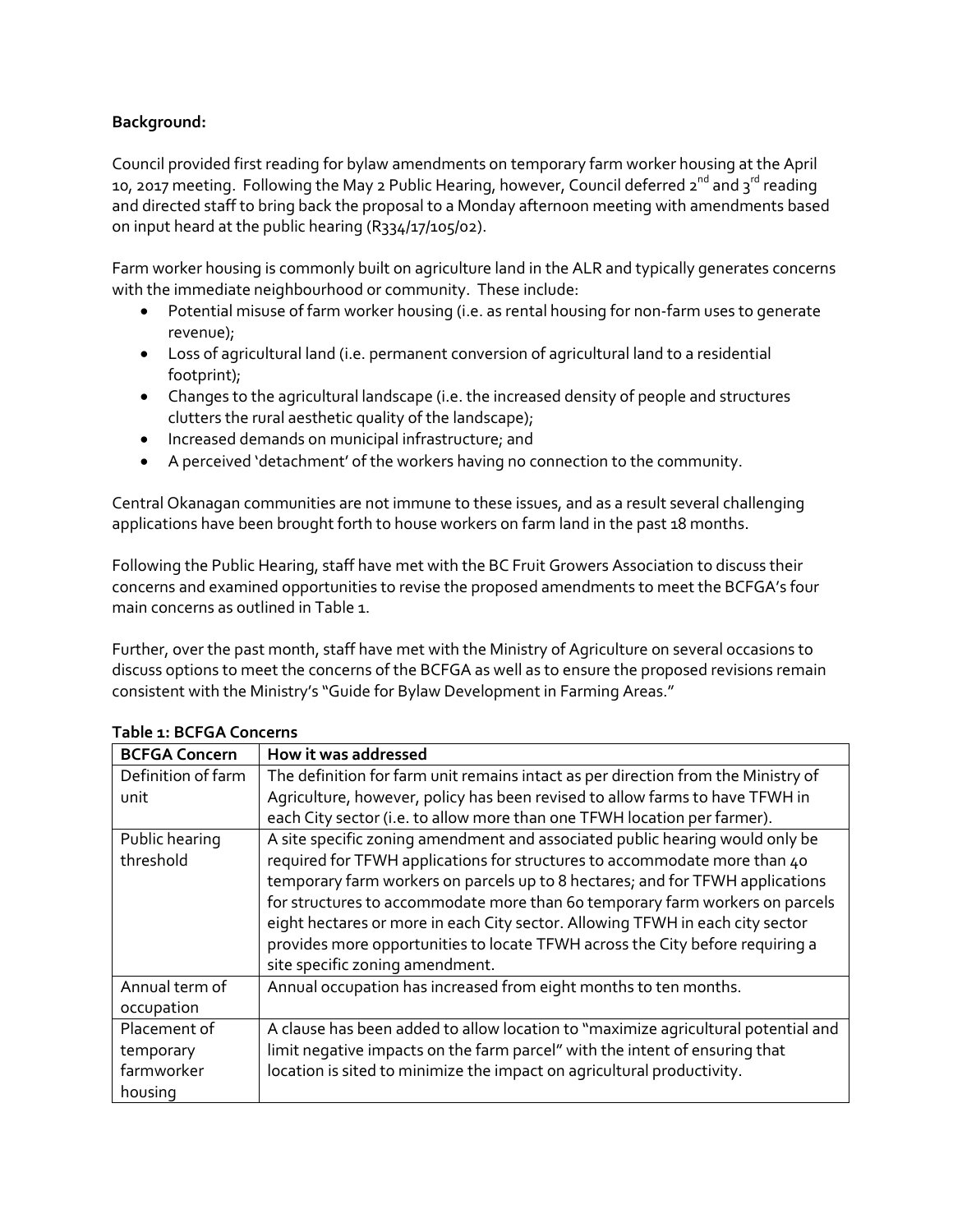**Background:**

Council provided first reading for bylaw amendments on temporary farm worker housing at the April 10, 2017 meeting. Following the May 2 Public Hearing, however, Council deferred 2nd and 3rd reading and directed staff to bring back the proposal to a Monday afternoon meeting with amendments based on input heard at the public hearing (R334/17/105/02).

Farm worker housing is commonly built on agriculture land in the ALR and typically generates concerns with the immediate neighbourhood or community. These include:

- Potential misuse of farm worker housing (i.e. as rental housing for non-farm uses to generate revenue);
- Loss of agricultural land (i.e. permanent conversion of agricultural land to a residential footprint);
- Changes to the agricultural landscape (i.e. the increased density of people and structures clutters the rural aesthetic quality of the landscape);
- Increased demands on municipal infrastructure; and
- A perceived 'detachment' of the workers having no connection to the community.

Central Okanagan communities are not immune to these issues, and as a result several challenging applications have been brought forth to house workers on farm land in the past 18 months.

Following the Public Hearing, staff have met with the BC Fruit Growers Association to discuss their concerns and examined opportunities to revise the proposed amendments to meet the BCFGA's four main concerns as outlined in Table 1.

Further, over the past month, staff have met with the Ministry of Agriculture on several occasions to discuss options to meet the concerns of the BCFGA as well as to ensure the proposed revisions remain consistent with the Ministry's "Guide for Bylaw Development in Farming Areas."

**Table 1: BCFGA Concerns**

| BCFGA Concern | How it was addressed |
|---|---|
| Definition of farm unit | The definition for farm unit remains intact as per direction from the Ministry of Agriculture, however, policy has been revised to allow farms to have TFWH in each City sector (i.e. to allow more than one TFWH location per farmer). |
| Public hearing threshold | A site specific zoning amendment and associated public hearing would only be required for TFWH applications for structures to accommodate more than 40 temporary farm workers on parcels up to 8 hectares; and for TFWH applications for structures to accommodate more than 60 temporary farm workers on parcels eight hectares or more in each City sector. Allowing TFWH in each city sector provides more opportunities to locate TFWH across the City before requiring a site specific zoning amendment. |
| Annual term of occupation | Annual occupation has increased from eight months to ten months. |
| Placement of temporary farmworker housing | A clause has been added to allow location to "maximize agricultural potential and limit negative impacts on the farm parcel" with the intent of ensuring that location is sited to minimize the impact on agricultural productivity. |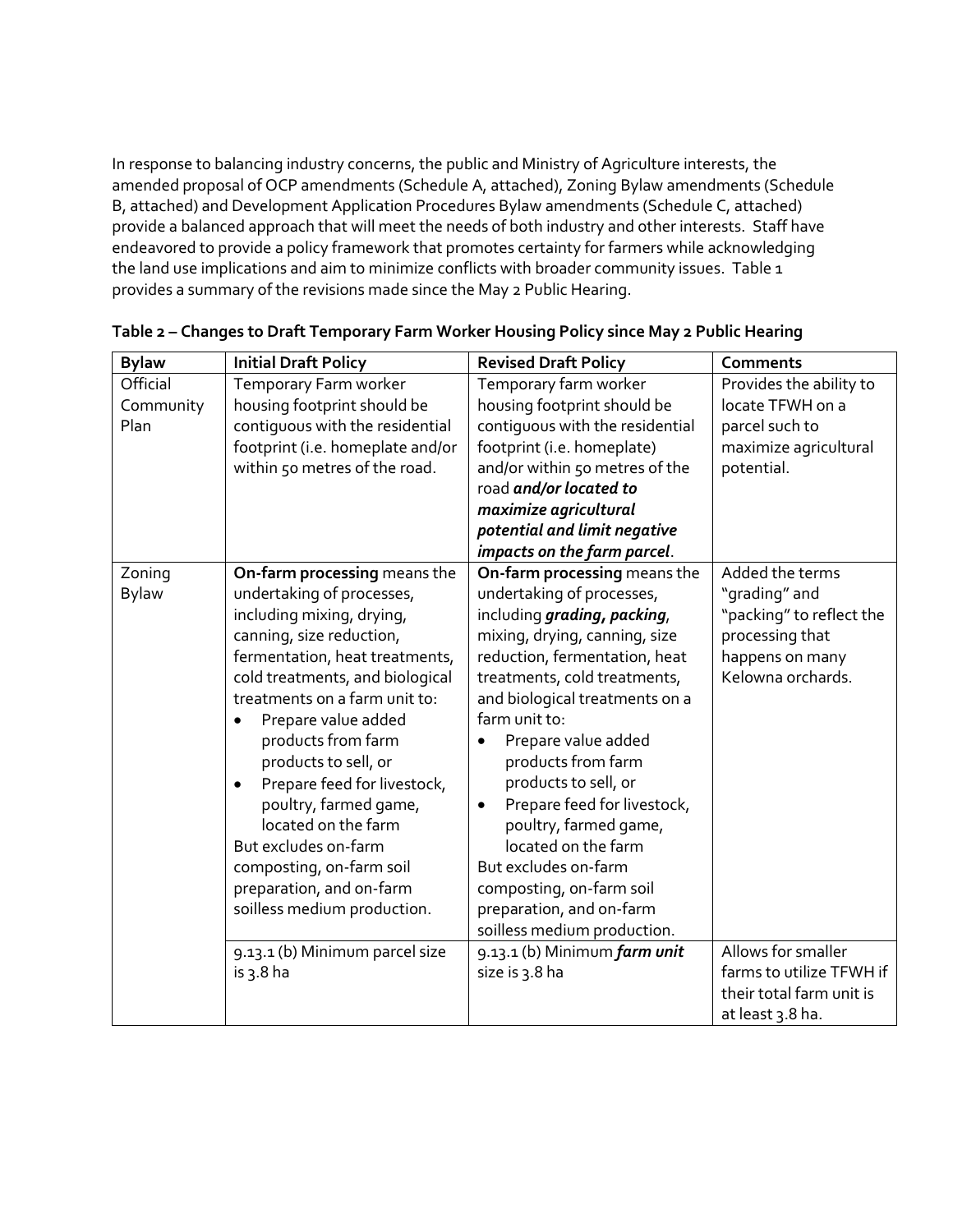In response to balancing industry concerns, the public and Ministry of Agriculture interests, the amended proposal of OCP amendments (Schedule A, attached), Zoning Bylaw amendments (Schedule B, attached) and Development Application Procedures Bylaw amendments (Schedule C, attached) provide a balanced approach that will meet the needs of both industry and other interests. Staff have endeavored to provide a policy framework that promotes certainty for farmers while acknowledging the land use implications and aim to minimize conflicts with broader community issues. Table 1 provides a summary of the revisions made since the May 2 Public Hearing.

**Table 2 – Changes to Draft Temporary Farm Worker Housing Policy since May 2 Public Hearing**

| Bylaw | Initial Draft Policy | Revised Draft Policy | Comments |
|---|---|---|---|
| Official Community Plan | Temporary Farm worker housing footprint should be contiguous with the residential footprint (i.e. homeplate and/or within 50 metres of the road. | Temporary farm worker housing footprint should be contiguous with the residential footprint (i.e. homeplate) and/or within 50 metres of the road ***and/or located to maximize agricultural potential and limit negative impacts on the farm parcel***. | Provides the ability to locate TFWH on a parcel such to maximize agricultural potential. |
| Zoning Bylaw | **On-farm processing** means the undertaking of processes, including mixing, drying, canning, size reduction, fermentation, heat treatments, cold treatments, and biological treatments on a farm unit to:<br>• Prepare value added products from farm products to sell, or<br>• Prepare feed for livestock, poultry, farmed game, located on the farm<br>But excludes on-farm composting, on-farm soil preparation, and on-farm soilless medium production. | **On-farm processing** means the undertaking of processes, including ***grading, packing***, mixing, drying, canning, size reduction, fermentation, heat treatments, cold treatments, and biological treatments on a farm unit to:<br>• Prepare value added products from farm products to sell, or<br>• Prepare feed for livestock, poultry, farmed game, located on the farm<br>But excludes on-farm composting, on-farm soil preparation, and on-farm soilless medium production. | Added the terms "grading" and "packing" to reflect the processing that happens on many Kelowna orchards. |
| | 9.13.1 (b) Minimum parcel size is 3.8 ha | 9.13.1 (b) Minimum ***farm unit*** size is 3.8 ha | Allows for smaller farms to utilize TFWH if their total farm unit is at least 3.8 ha. |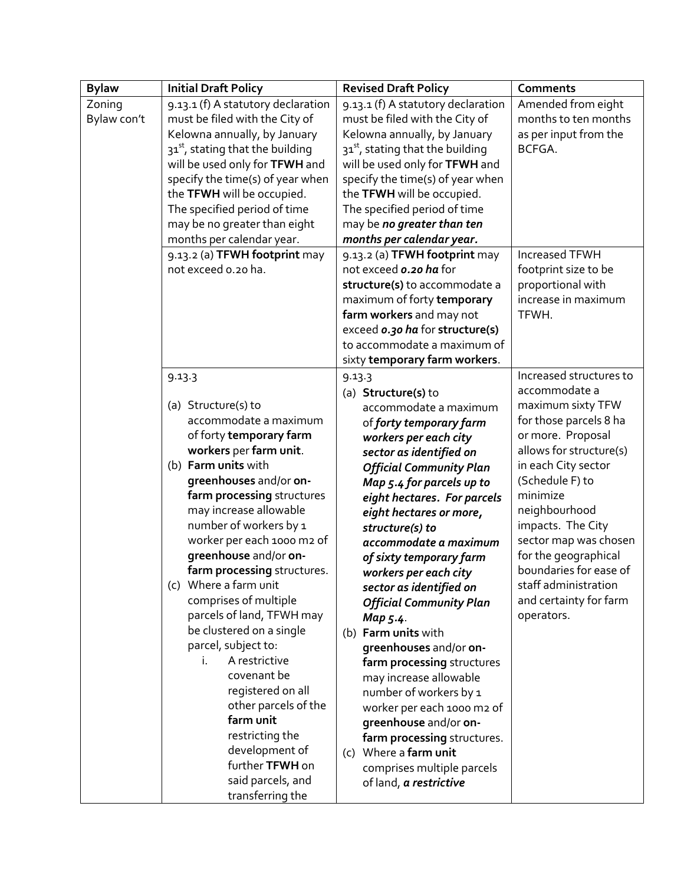| Bylaw | Initial Draft Policy | Revised Draft Policy | Comments |
|---|---|---|---|
| Zoning Bylaw con't | 9.13.1 (f) A statutory declaration must be filed with the City of Kelowna annually, by January 31st, stating that the building will be used only for **TFWH** and specify the time(s) of year when the **TFWH** will be occupied. The specified period of time may be no greater than eight months per calendar year. | 9.13.1 (f) A statutory declaration must be filed with the City of Kelowna annually, by January 31st, stating that the building will be used only for **TFWH** and specify the time(s) of year when the **TFWH** will be occupied. The specified period of time may be ***no greater than ten months per calendar year.*** | Amended from eight months to ten months as per input from the BCFGA. |
| | 9.13.2 (a) **TFWH footprint** may not exceed 0.20 ha. | 9.13.2 (a) **TFWH footprint** may not exceed ***0.20 ha*** for **structure(s)** to accommodate a maximum of forty **temporary farm workers** and may not exceed ***0.30 ha*** for **structure(s)** to accommodate a maximum of sixty **temporary farm workers**. | Increased TFWH footprint size to be proportional with increase in maximum TFWH. |
| | 9.13.3<br><br>(a) Structure(s) to accommodate a maximum of forty **temporary farm workers** per **farm unit**.<br>(b) **Farm units** with **greenhouses** and/or **on-farm processing** structures may increase allowable number of workers by 1 worker per each 1000 m2 of **greenhouse** and/or **on-farm processing** structures.<br>(c) Where a farm unit comprises of multiple parcels of land, TFWH may be clustered on a single parcel, subject to:<br>i. A restrictive covenant be registered on all other parcels of the **farm unit** restricting the development of further **TFWH** on said parcels, and transferring the | 9.13.3<br>(a) **Structure(s)** to accommodate a maximum of ***forty temporary farm workers per each city sector as identified on Official Community Plan Map 5.4 for parcels up to eight hectares. For parcels eight hectares or more, structure(s) to accommodate a maximum of sixty temporary farm workers per each city sector as identified on Official Community Plan Map 5.4***.<br>(b) **Farm units** with **greenhouses** and/or **on-farm processing** structures may increase allowable number of workers by 1 worker per each 1000 m2 of **greenhouse** and/or **on-farm processing** structures.<br>(c) Where a **farm unit** comprises multiple parcels of land, ***a restrictive*** | Increased structures to accommodate a maximum sixty TFW for those parcels 8 ha or more. Proposal allows for structure(s) in each City sector (Schedule F) to minimize neighbourhood impacts. The City sector map was chosen for the geographical boundaries for ease of staff administration and certainty for farm operators. |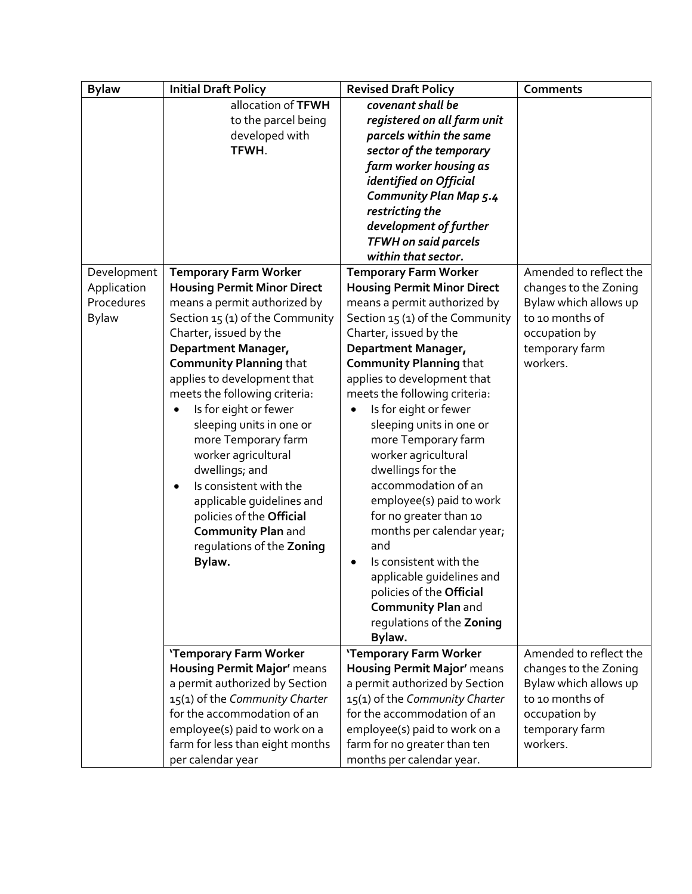| Bylaw | Initial Draft Policy | Revised Draft Policy | Comments |
|---|---|---|---|
| | allocation of **TFWH** to the parcel being developed with **TFWH**. | ***covenant shall be registered on all farm unit parcels within the same sector of the temporary farm worker housing as identified on Official Community Plan Map 5.4 restricting the development of further TFWH on said parcels within that sector.*** | |
| Development Application Procedures Bylaw | **Temporary Farm Worker Housing Permit Minor Direct** means a permit authorized by Section 15 (1) of the Community Charter, issued by the **Department Manager, Community Planning** that applies to development that meets the following criteria:<br>• Is for eight or fewer sleeping units in one or more Temporary farm worker agricultural dwellings; and<br>• Is consistent with the applicable guidelines and policies of the **Official Community Plan** and regulations of the **Zoning Bylaw.** | **Temporary Farm Worker Housing Permit Minor Direct** means a permit authorized by Section 15 (1) of the Community Charter, issued by the **Department Manager, Community Planning** that applies to development that meets the following criteria:<br>• Is for eight or fewer sleeping units in one or more Temporary farm worker agricultural dwellings for the accommodation of an employee(s) paid to work for no greater than 10 months per calendar year; and<br>• Is consistent with the applicable guidelines and policies of the **Official Community Plan** and regulations of the **Zoning Bylaw.** | Amended to reflect the changes to the Zoning Bylaw which allows up to 10 months of occupation by temporary farm workers. |
| | **'Temporary Farm Worker Housing Permit Major'** means a permit authorized by Section 15(1) of the *Community Charter* for the accommodation of an employee(s) paid to work on a farm for less than eight months per calendar year | **'Temporary Farm Worker Housing Permit Major'** means a permit authorized by Section 15(1) of the *Community Charter* for the accommodation of an employee(s) paid to work on a farm for no greater than ten months per calendar year. | Amended to reflect the changes to the Zoning Bylaw which allows up to 10 months of occupation by temporary farm workers. |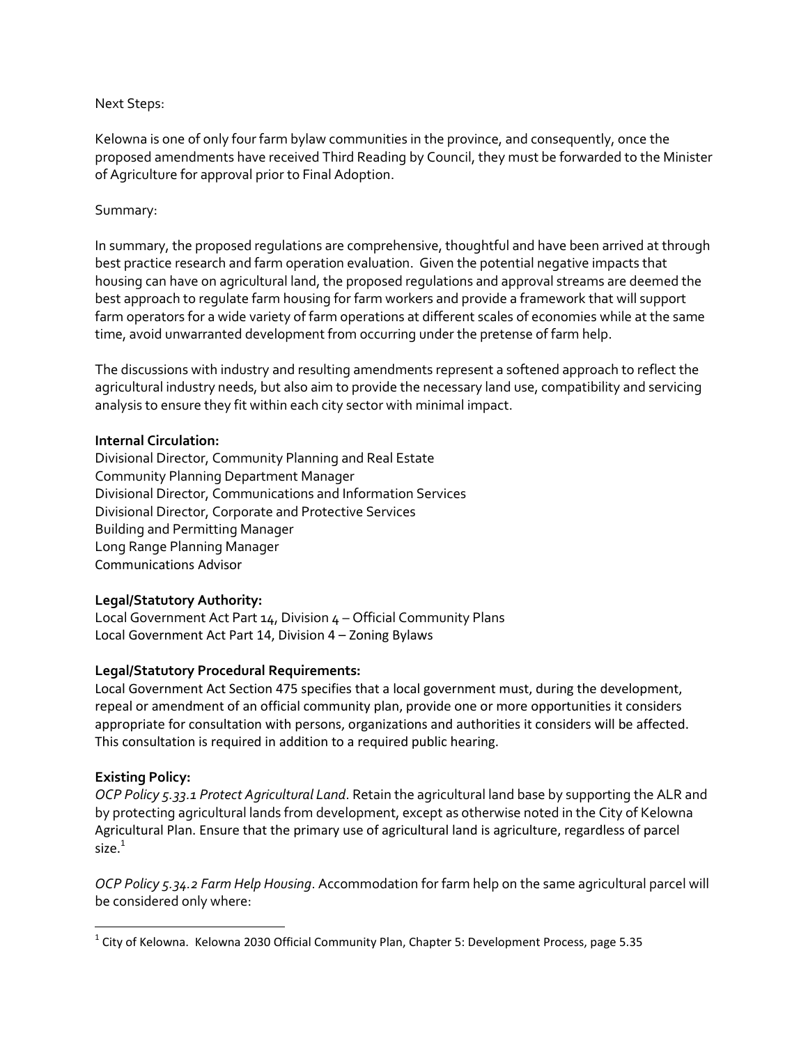Next Steps:

Kelowna is one of only four farm bylaw communities in the province, and consequently, once the proposed amendments have received Third Reading by Council, they must be forwarded to the Minister of Agriculture for approval prior to Final Adoption.

Summary:

In summary, the proposed regulations are comprehensive, thoughtful and have been arrived at through best practice research and farm operation evaluation. Given the potential negative impacts that housing can have on agricultural land, the proposed regulations and approval streams are deemed the best approach to regulate farm housing for farm workers and provide a framework that will support farm operators for a wide variety of farm operations at different scales of economies while at the same time, avoid unwarranted development from occurring under the pretense of farm help.

The discussions with industry and resulting amendments represent a softened approach to reflect the agricultural industry needs, but also aim to provide the necessary land use, compatibility and servicing analysis to ensure they fit within each city sector with minimal impact.

**Internal Circulation:**
Divisional Director, Community Planning and Real Estate
Community Planning Department Manager
Divisional Director, Communications and Information Services
Divisional Director, Corporate and Protective Services
Building and Permitting Manager
Long Range Planning Manager
Communications Advisor

**Legal/Statutory Authority:**
Local Government Act Part 14, Division 4 – Official Community Plans
Local Government Act Part 14, Division 4 – Zoning Bylaws

**Legal/Statutory Procedural Requirements:**
Local Government Act Section 475 specifies that a local government must, during the development, repeal or amendment of an official community plan, provide one or more opportunities it considers appropriate for consultation with persons, organizations and authorities it considers will be affected. This consultation is required in addition to a required public hearing.

**Existing Policy:**
*OCP Policy 5.33.1 Protect Agricultural Land*. Retain the agricultural land base by supporting the ALR and by protecting agricultural lands from development, except as otherwise noted in the City of Kelowna Agricultural Plan. Ensure that the primary use of agricultural land is agriculture, regardless of parcel size.[1]

*OCP Policy 5.34.2 Farm Help Housing*. Accommodation for farm help on the same agricultural parcel will be considered only where:

---

[1] City of Kelowna. Kelowna 2030 Official Community Plan, Chapter 5: Development Process, page 5.35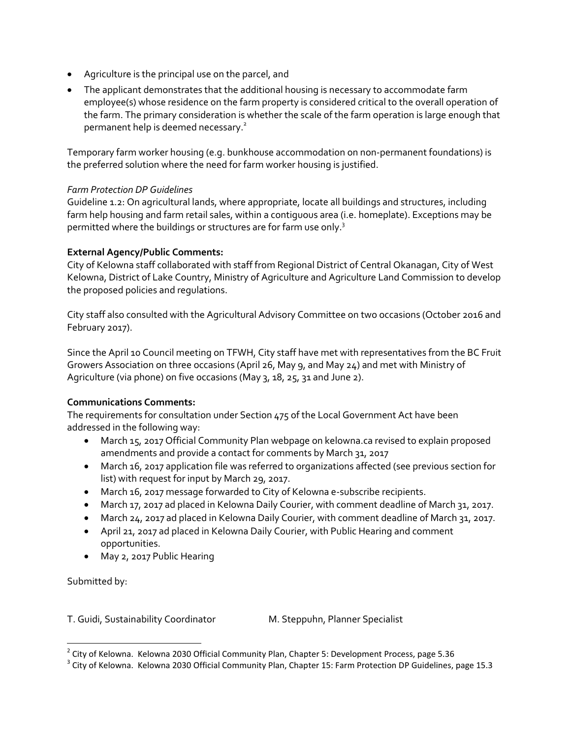- Agriculture is the principal use on the parcel, and
- The applicant demonstrates that the additional housing is necessary to accommodate farm employee(s) whose residence on the farm property is considered critical to the overall operation of the farm. The primary consideration is whether the scale of the farm operation is large enough that permanent help is deemed necessary.[2]

Temporary farm worker housing (e.g. bunkhouse accommodation on non-permanent foundations) is the preferred solution where the need for farm worker housing is justified.

*Farm Protection DP Guidelines*

Guideline 1.2: On agricultural lands, where appropriate, locate all buildings and structures, including farm help housing and farm retail sales, within a contiguous area (i.e. homeplate). Exceptions may be permitted where the buildings or structures are for farm use only.[3]

**External Agency/Public Comments:**

City of Kelowna staff collaborated with staff from Regional District of Central Okanagan, City of West Kelowna, District of Lake Country, Ministry of Agriculture and Agriculture Land Commission to develop the proposed policies and regulations.

City staff also consulted with the Agricultural Advisory Committee on two occasions (October 2016 and February 2017).

Since the April 10 Council meeting on TFWH, City staff have met with representatives from the BC Fruit Growers Association on three occasions (April 26, May 9, and May 24) and met with Ministry of Agriculture (via phone) on five occasions (May 3, 18, 25, 31 and June 2).

**Communications Comments:**

The requirements for consultation under Section 475 of the Local Government Act have been addressed in the following way:

- March 15, 2017 Official Community Plan webpage on kelowna.ca revised to explain proposed amendments and provide a contact for comments by March 31, 2017
- March 16, 2017 application file was referred to organizations affected (see previous section for list) with request for input by March 29, 2017.
- March 16, 2017 message forwarded to City of Kelowna e-subscribe recipients.
- March 17, 2017 ad placed in Kelowna Daily Courier, with comment deadline of March 31, 2017.
- March 24, 2017 ad placed in Kelowna Daily Courier, with comment deadline of March 31, 2017.
- April 21, 2017 ad placed in Kelowna Daily Courier, with Public Hearing and comment opportunities.
- May 2, 2017 Public Hearing

Submitted by:

T. Guidi, Sustainability Coordinator M. Steppuhn, Planner Specialist

---

[2] City of Kelowna. Kelowna 2030 Official Community Plan, Chapter 5: Development Process, page 5.36

[3] City of Kelowna. Kelowna 2030 Official Community Plan, Chapter 15: Farm Protection DP Guidelines, page 15.3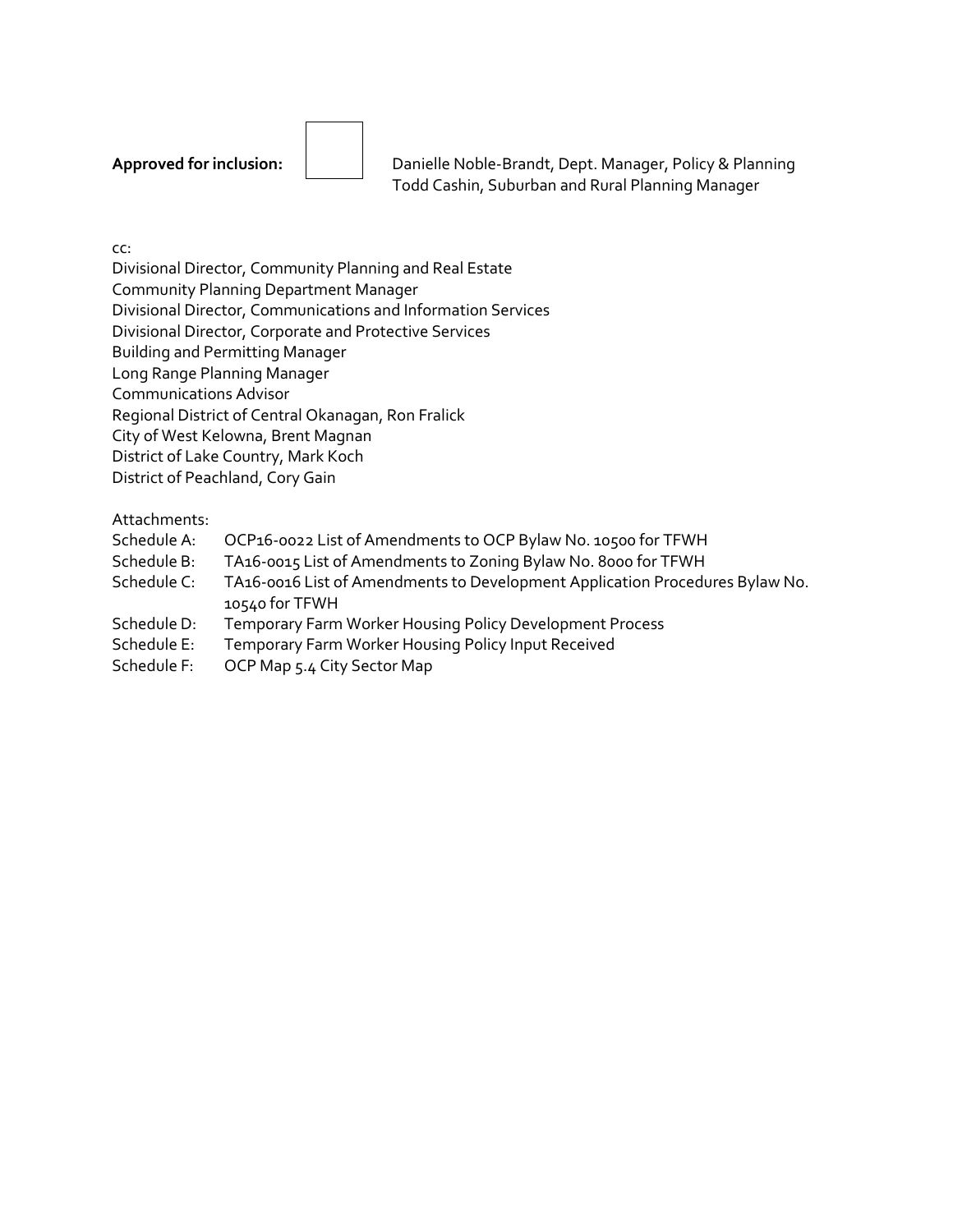**Approved for inclusion:** Danielle Noble-Brandt, Dept. Manager, Policy & Planning
Todd Cashin, Suburban and Rural Planning Manager

cc:
Divisional Director, Community Planning and Real Estate
Community Planning Department Manager
Divisional Director, Communications and Information Services
Divisional Director, Corporate and Protective Services
Building and Permitting Manager
Long Range Planning Manager
Communications Advisor
Regional District of Central Okanagan, Ron Fralick
City of West Kelowna, Brent Magnan
District of Lake Country, Mark Koch
District of Peachland, Cory Gain

Attachments:

| | |
|---|---|
| Schedule A: | OCP16-0022 List of Amendments to OCP Bylaw No. 10500 for TFWH |
| Schedule B: | TA16-0015 List of Amendments to Zoning Bylaw No. 8000 for TFWH |
| Schedule C: | TA16-0016 List of Amendments to Development Application Procedures Bylaw No. 10540 for TFWH |
| Schedule D: | Temporary Farm Worker Housing Policy Development Process |
| Schedule E: | Temporary Farm Worker Housing Policy Input Received |
| Schedule F: | OCP Map 5.4 City Sector Map |